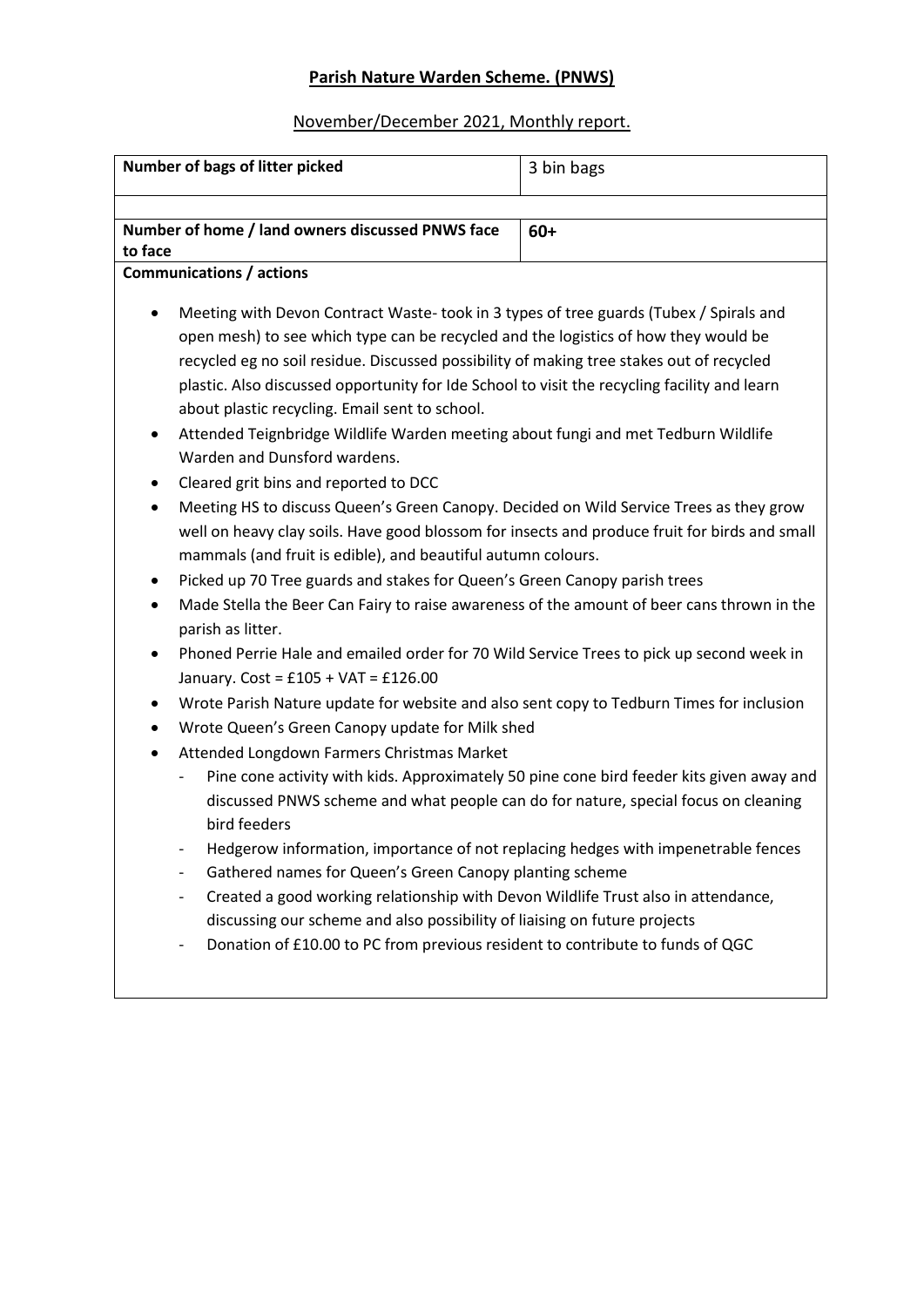# **Parish Nature Warden Scheme. (PNWS)**

November/December 2021, Monthly report.

| **Number of bags of litter picked** | 3 bin bags |
|---|---|
| | |
| **Number of home / land owners discussed PNWS face to face** | **60+** |

**Communications / actions**

- Meeting with Devon Contract Waste- took in 3 types of tree guards (Tubex / Spirals and open mesh) to see which type can be recycled and the logistics of how they would be recycled eg no soil residue. Discussed possibility of making tree stakes out of recycled plastic. Also discussed opportunity for Ide School to visit the recycling facility and learn about plastic recycling. Email sent to school.
- Attended Teignbridge Wildlife Warden meeting about fungi and met Tedburn Wildlife Warden and Dunsford wardens.
- Cleared grit bins and reported to DCC
- Meeting HS to discuss Queen's Green Canopy. Decided on Wild Service Trees as they grow well on heavy clay soils. Have good blossom for insects and produce fruit for birds and small mammals (and fruit is edible), and beautiful autumn colours.
- Picked up 70 Tree guards and stakes for Queen's Green Canopy parish trees
- Made Stella the Beer Can Fairy to raise awareness of the amount of beer cans thrown in the parish as litter.
- Phoned Perrie Hale and emailed order for 70 Wild Service Trees to pick up second week in January. Cost = £105 + VAT = £126.00
- Wrote Parish Nature update for website and also sent copy to Tedburn Times for inclusion
- Wrote Queen's Green Canopy update for Milk shed
- Attended Longdown Farmers Christmas Market
  - Pine cone activity with kids. Approximately 50 pine cone bird feeder kits given away and discussed PNWS scheme and what people can do for nature, special focus on cleaning bird feeders
  - Hedgerow information, importance of not replacing hedges with impenetrable fences
  - Gathered names for Queen's Green Canopy planting scheme
  - Created a good working relationship with Devon Wildlife Trust also in attendance, discussing our scheme and also possibility of liaising on future projects
  - Donation of £10.00 to PC from previous resident to contribute to funds of QGC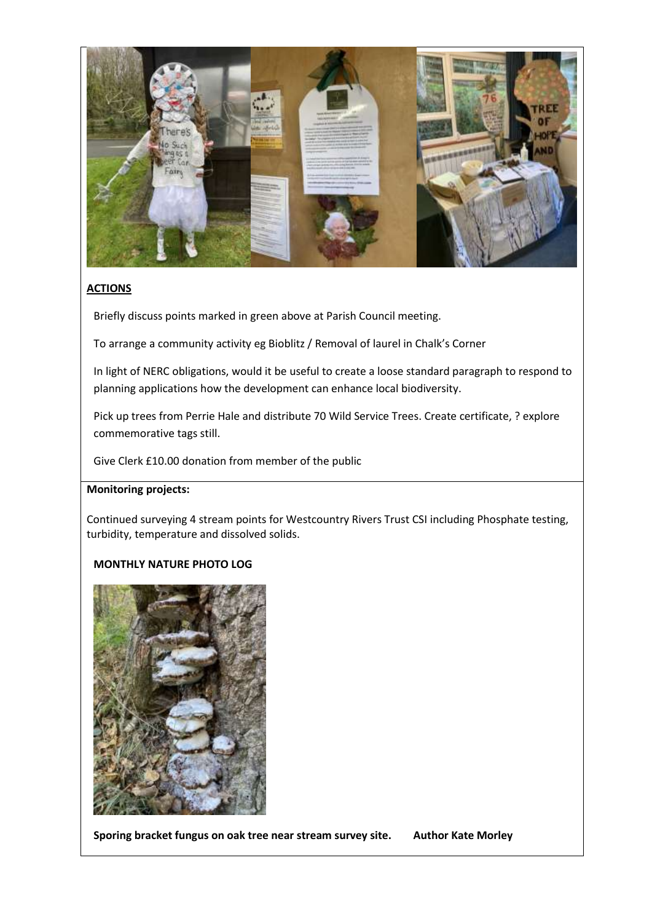## ACTIONS

Briefly discuss points marked in green above at Parish Council meeting.

To arrange a community activity eg Bioblitz / Removal of laurel in Chalk's Corner

In light of NERC obligations, would it be useful to create a loose standard paragraph to respond to planning applications how the development can enhance local biodiversity.

Pick up trees from Perrie Hale and distribute 70 Wild Service Trees. Create certificate, ? explore commemorative tags still.

Give Clerk £10.00 donation from member of the public

**Monitoring projects:**

Continued surveying 4 stream points for Westcountry Rivers Trust CSI including Phosphate testing, turbidity, temperature and dissolved solids.

**MONTHLY NATURE PHOTO LOG**

**Sporing bracket fungus on oak tree near stream survey site. Author Kate Morley**